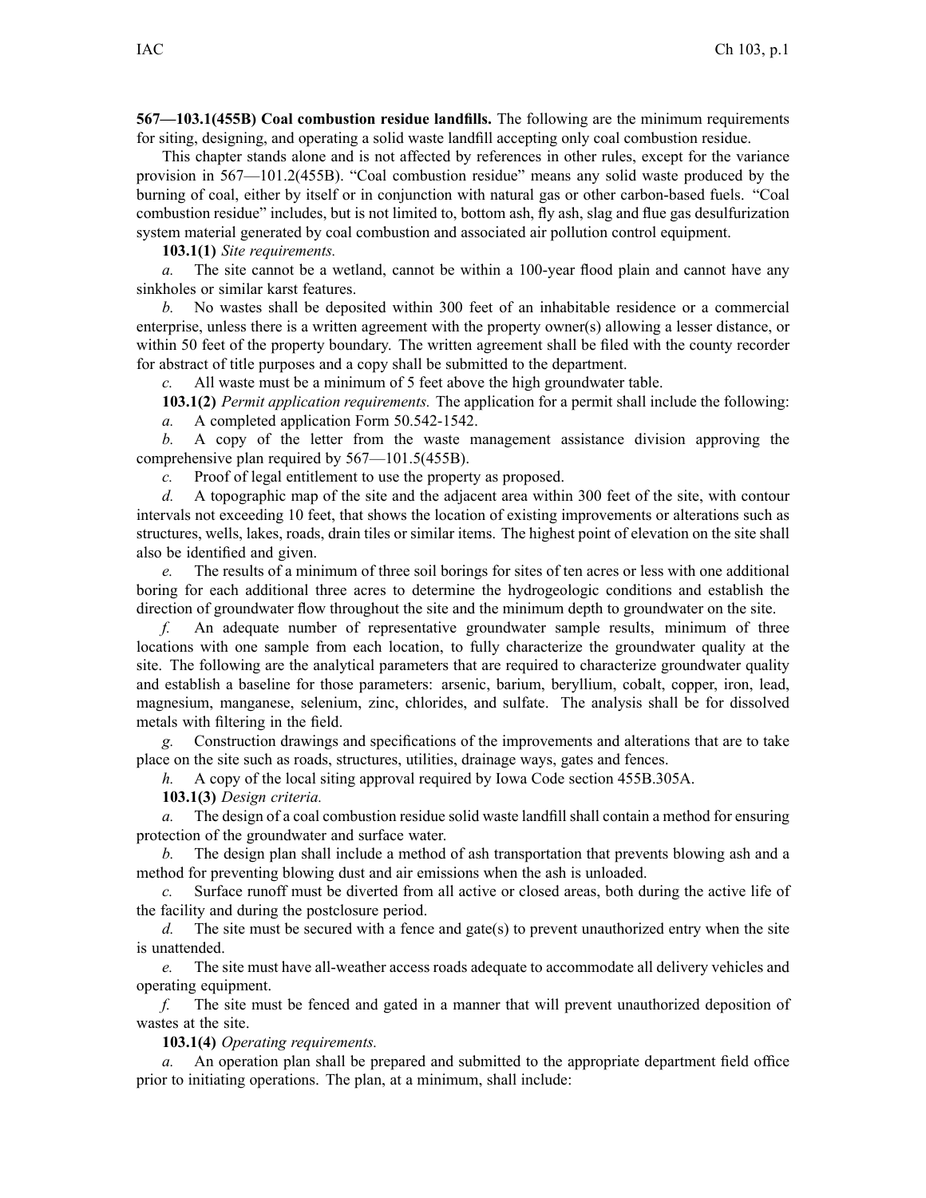**567—103.1(455B) Coal combustion residue landfills.** The following are the minimum requirements for siting, designing, and operating a solid waste landfill accepting only coal combustion residue.

This chapter stands alone and is not affected by references in other rules, except for the variance provision in 567—101.2(455B). "Coal combustion residue" means any solid waste produced by the burning of coal, either by itself or in conjunction with natural gas or other carbon-based fuels. "Coal combustion residue" includes, but is not limited to, bottom ash, fly ash, slag and flue gas desulfurization system material generated by coal combustion and associated air pollution control equipment.

**103.1(1)** *Site requirements.*

*a.* The site cannot be a wetland, cannot be within a 100-year flood plain and cannot have any sinkholes or similar karst features.

*b.* No wastes shall be deposited within 300 feet of an inhabitable residence or a commercial enterprise, unless there is a written agreement with the property owner(s) allowing a lesser distance, or within 50 feet of the property boundary. The written agreement shall be filed with the county recorder for abstract of title purposes and a copy shall be submitted to the department.

*c.* All waste must be a minimum of 5 feet above the high groundwater table.

**103.1(2)** *Permit application requirements.* The application for a permit shall include the following:

*a.* A completed application Form 50.542-1542.

*b.* A copy of the letter from the waste management assistance division approving the comprehensive plan required by 567—101.5(455B).

*c.* Proof of legal entitlement to use the property as proposed.

*d.* A topographic map of the site and the adjacent area within 300 feet of the site, with contour intervals not exceeding 10 feet, that shows the location of existing improvements or alterations such as structures, wells, lakes, roads, drain tiles or similar items. The highest point of elevation on the site shall also be identified and given.

*e.* The results of a minimum of three soil borings for sites of ten acres or less with one additional boring for each additional three acres to determine the hydrogeologic conditions and establish the direction of groundwater flow throughout the site and the minimum depth to groundwater on the site.

*f.* An adequate number of representative groundwater sample results, minimum of three locations with one sample from each location, to fully characterize the groundwater quality at the site. The following are the analytical parameters that are required to characterize groundwater quality and establish a baseline for those parameters: arsenic, barium, beryllium, cobalt, copper, iron, lead, magnesium, manganese, selenium, zinc, chlorides, and sulfate. The analysis shall be for dissolved metals with filtering in the field.

*g.* Construction drawings and specifications of the improvements and alterations that are to take place on the site such as roads, structures, utilities, drainage ways, gates and fences.

*h.* A copy of the local siting approval required by Iowa Code section 455B.305A.

**103.1(3)** *Design criteria.*

*a.* The design of a coal combustion residue solid waste landfill shall contain a method for ensuring protection of the groundwater and surface water.

*b.* The design plan shall include a method of ash transportation that prevents blowing ash and a method for preventing blowing dust and air emissions when the ash is unloaded.

*c.* Surface runoff must be diverted from all active or closed areas, both during the active life of the facility and during the postclosure period.

*d.* The site must be secured with a fence and gate(s) to prevent unauthorized entry when the site is unattended.

*e.* The site must have all-weather access roads adequate to accommodate all delivery vehicles and operating equipment.

*f.* The site must be fenced and gated in a manner that will prevent unauthorized deposition of wastes at the site.

**103.1(4)** *Operating requirements.*

*a.* An operation plan shall be prepared and submitted to the appropriate department field office prior to initiating operations. The plan, at a minimum, shall include: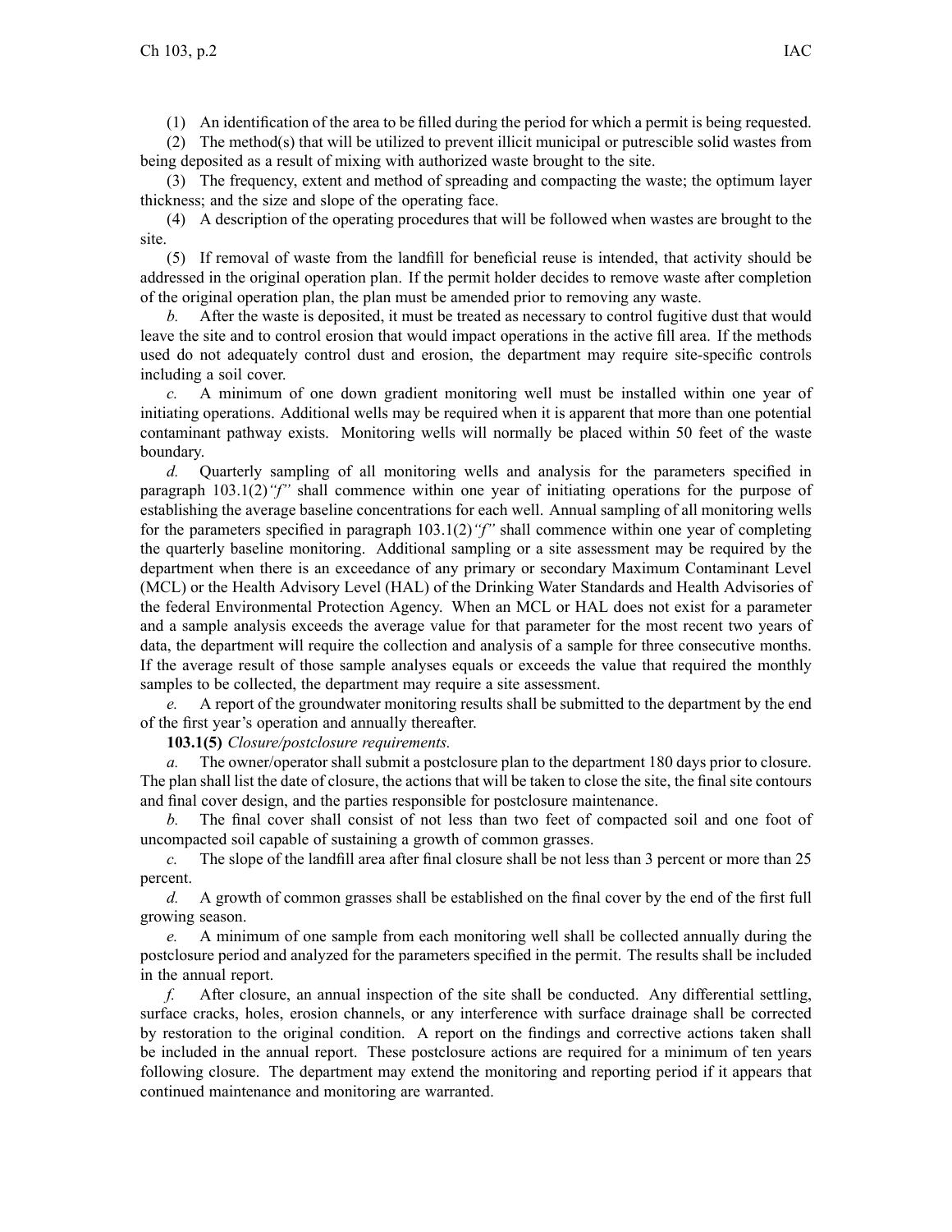(1) An identification of the area to be filled during the period for which a permit is being requested.

(2) The method(s) that will be utilized to prevent illicit municipal or putrescible solid wastes from being deposited as a result of mixing with authorized waste brought to the site.

(3) The frequency, extent and method of spreading and compacting the waste; the optimum layer thickness; and the size and slope of the operating face.

(4) A description of the operating procedures that will be followed when wastes are brought to the site.

(5) If removal of waste from the landfill for beneficial reuse is intended, that activity should be addressed in the original operation plan. If the permit holder decides to remove waste after completion of the original operation plan, the plan must be amended prior to removing any waste.

*b.* After the waste is deposited, it must be treated as necessary to control fugitive dust that would leave the site and to control erosion that would impact operations in the active fill area. If the methods used do not adequately control dust and erosion, the department may require site-specific controls including a soil cover.

*c.* A minimum of one down gradient monitoring well must be installed within one year of initiating operations. Additional wells may be required when it is apparent that more than one potential contaminant pathway exists. Monitoring wells will normally be placed within 50 feet of the waste boundary.

*d.* Quarterly sampling of all monitoring wells and analysis for the parameters specified in paragraph 103.1(2)*"f"* shall commence within one year of initiating operations for the purpose of establishing the average baseline concentrations for each well. Annual sampling of all monitoring wells for the parameters specified in paragraph 103.1(2)*"f"* shall commence within one year of completing the quarterly baseline monitoring. Additional sampling or a site assessment may be required by the department when there is an exceedance of any primary or secondary Maximum Contaminant Level (MCL) or the Health Advisory Level (HAL) of the Drinking Water Standards and Health Advisories of the federal Environmental Protection Agency. When an MCL or HAL does not exist for a parameter and a sample analysis exceeds the average value for that parameter for the most recent two years of data, the department will require the collection and analysis of a sample for three consecutive months. If the average result of those sample analyses equals or exceeds the value that required the monthly samples to be collected, the department may require a site assessment.

*e.* A report of the groundwater monitoring results shall be submitted to the department by the end of the first year's operation and annually thereafter.

**103.1(5)** *Closure/postclosure requirements.*

*a.* The owner/operator shall submit a postclosure plan to the department 180 days prior to closure. The plan shall list the date of closure, the actions that will be taken to close the site, the final site contours and final cover design, and the parties responsible for postclosure maintenance.

*b.* The final cover shall consist of not less than two feet of compacted soil and one foot of uncompacted soil capable of sustaining a growth of common grasses.

*c.* The slope of the landfill area after final closure shall be not less than 3 percent or more than 25 percent.

*d.* A growth of common grasses shall be established on the final cover by the end of the first full growing season.

*e.* A minimum of one sample from each monitoring well shall be collected annually during the postclosure period and analyzed for the parameters specified in the permit. The results shall be included in the annual report.

*f.* After closure, an annual inspection of the site shall be conducted. Any differential settling, surface cracks, holes, erosion channels, or any interference with surface drainage shall be corrected by restoration to the original condition. A report on the findings and corrective actions taken shall be included in the annual report. These postclosure actions are required for a minimum of ten years following closure. The department may extend the monitoring and reporting period if it appears that continued maintenance and monitoring are warranted.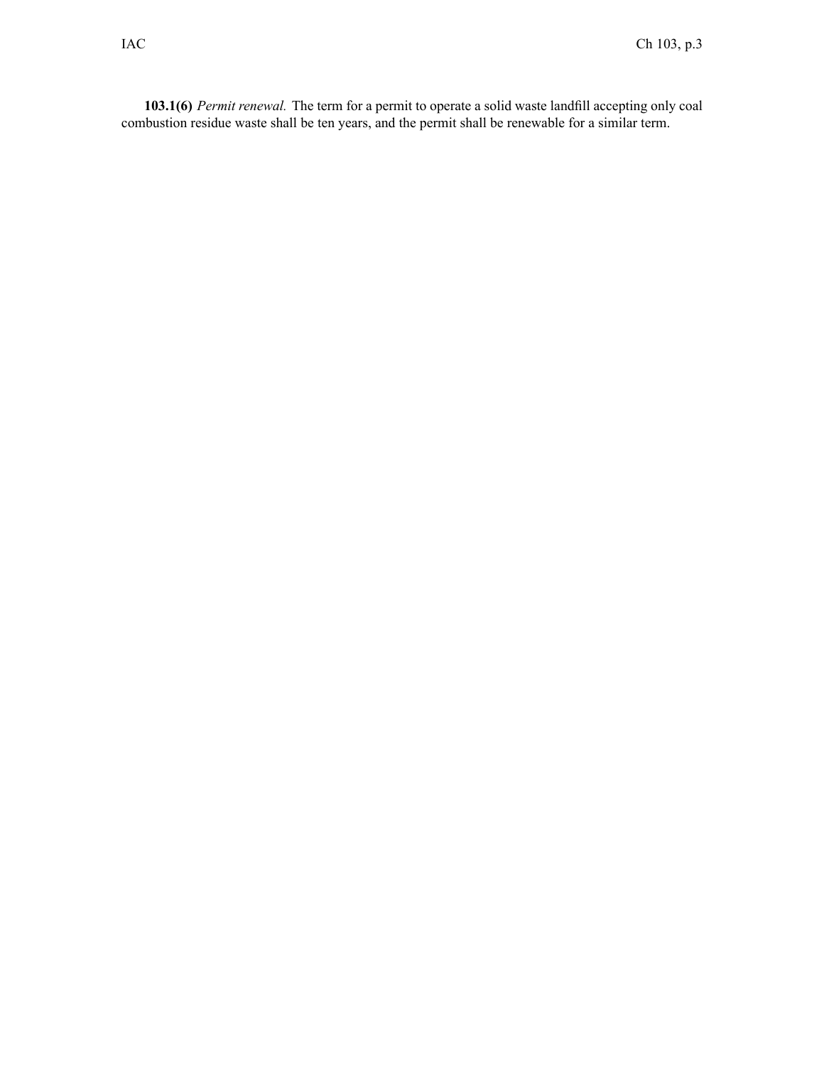**103.1(6)** *Permit renewal.* The term for a permit to operate a solid waste landfill accepting only coal combustion residue waste shall be ten years, and the permit shall be renewable for a similar term.